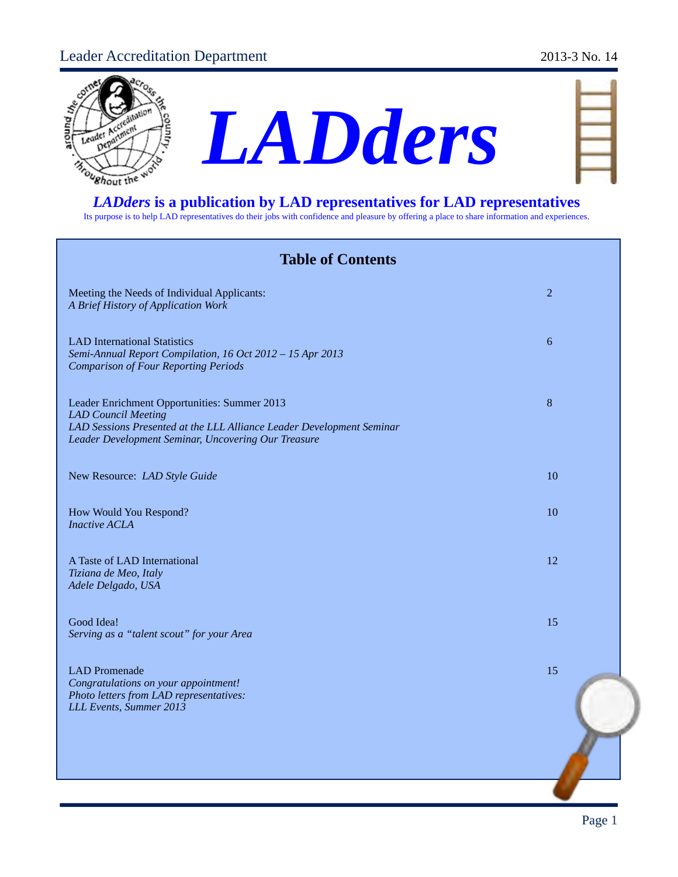Leader Accreditation Department 2013-3 No. 14

# LADders

## *LADders* is a publication by LAD representatives for LAD representatives

Its purpose is to help LAD representatives do their jobs with confidence and pleasure by offering a place to share information and experiences.

## Table of Contents

| | |
|---|---|
| Meeting the Needs of Individual Applicants: *A Brief History of Application Work* | 2 |
| LAD International Statistics *Semi-Annual Report Compilation, 16 Oct 2012 – 15 Apr 2013* *Comparison of Four Reporting Periods* | 6 |
| Leader Enrichment Opportunities: Summer 2013 *LAD Council Meeting* *LAD Sessions Presented at the LLL Alliance Leader Development Seminar* *Leader Development Seminar, Uncovering Our Treasure* | 8 |
| New Resource: *LAD Style Guide* | 10 |
| How Would You Respond? *Inactive ACLA* | 10 |
| A Taste of LAD International *Tiziana de Meo, Italy* *Adele Delgado, USA* | 12 |
| Good Idea! *Serving as a "talent scout" for your Area* | 15 |
| LAD Promenade *Congratulations on your appointment!* *Photo letters from LAD representatives:* *LLL Events, Summer 2013* | 15 |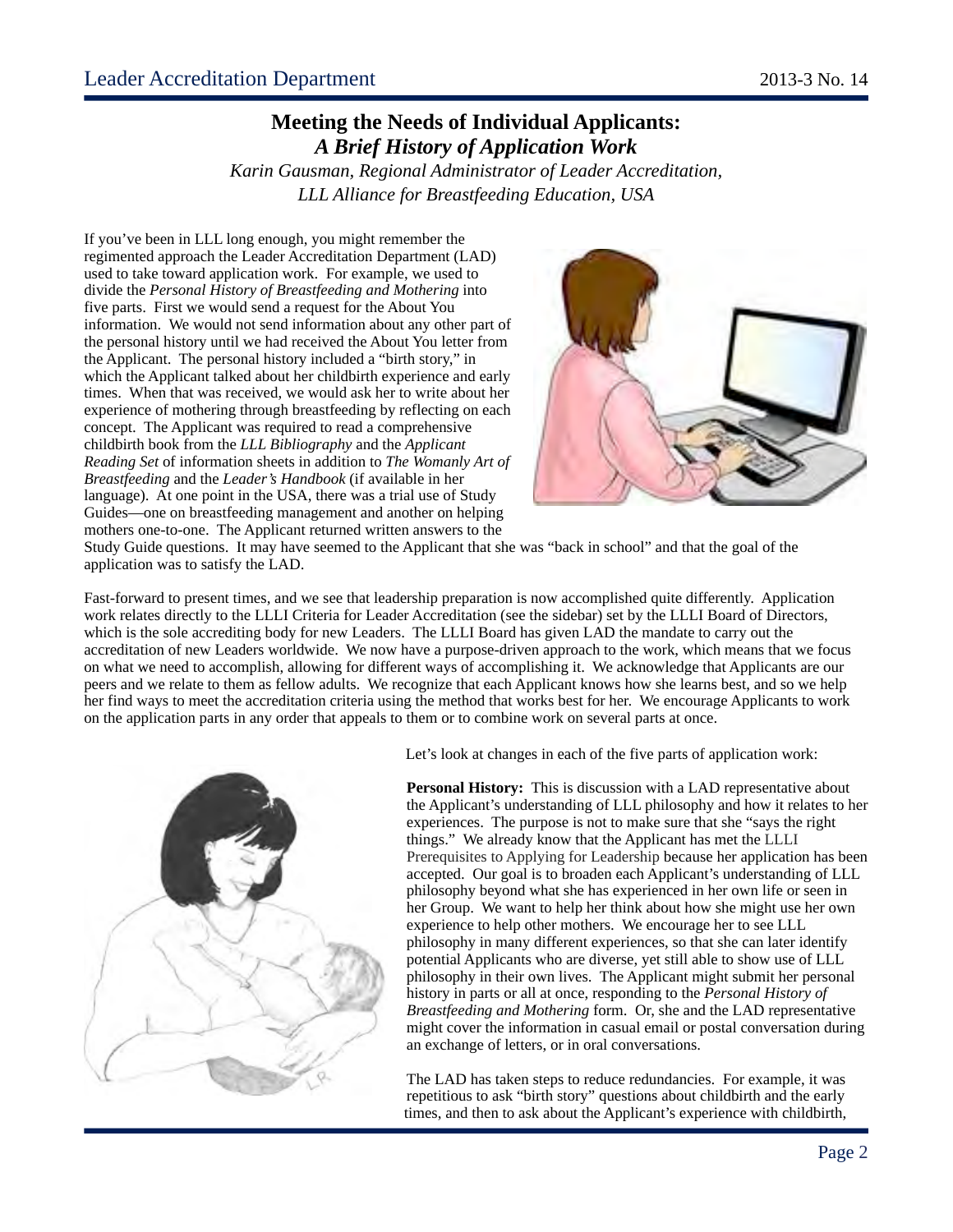## Meeting the Needs of Individual Applicants: *A Brief History of Application Work*

*Karin Gausman, Regional Administrator of Leader Accreditation, LLL Alliance for Breastfeeding Education, USA*

If you've been in LLL long enough, you might remember the regimented approach the Leader Accreditation Department (LAD) used to take toward application work. For example, we used to divide the *Personal History of Breastfeeding and Mothering* into five parts. First we would send a request for the About You information. We would not send information about any other part of the personal history until we had received the About You letter from the Applicant. The personal history included a "birth story," in which the Applicant talked about her childbirth experience and early times. When that was received, we would ask her to write about her experience of mothering through breastfeeding by reflecting on each concept. The Applicant was required to read a comprehensive childbirth book from the *LLL Bibliography* and the *Applicant Reading Set* of information sheets in addition to *The Womanly Art of Breastfeeding* and the *Leader's Handbook* (if available in her language). At one point in the USA, there was a trial use of Study Guides—one on breastfeeding management and another on helping mothers one-to-one. The Applicant returned written answers to the Study Guide questions. It may have seemed to the Applicant that she was "back in school" and that the goal of the application was to satisfy the LAD.

Fast-forward to present times, and we see that leadership preparation is now accomplished quite differently. Application work relates directly to the LLLI Criteria for Leader Accreditation (see the sidebar) set by the LLLI Board of Directors, which is the sole accrediting body for new Leaders. The LLLI Board has given LAD the mandate to carry out the accreditation of new Leaders worldwide. We now have a purpose-driven approach to the work, which means that we focus on what we need to accomplish, allowing for different ways of accomplishing it. We acknowledge that Applicants are our peers and we relate to them as fellow adults. We recognize that each Applicant knows how she learns best, and so we help her find ways to meet the accreditation criteria using the method that works best for her. We encourage Applicants to work on the application parts in any order that appeals to them or to combine work on several parts at once.

Let's look at changes in each of the five parts of application work:

**Personal History:** This is discussion with a LAD representative about the Applicant's understanding of LLL philosophy and how it relates to her experiences. The purpose is not to make sure that she "says the right things." We already know that the Applicant has met the LLLI Prerequisites to Applying for Leadership because her application has been accepted. Our goal is to broaden each Applicant's understanding of LLL philosophy beyond what she has experienced in her own life or seen in her Group. We want to help her think about how she might use her own experience to help other mothers. We encourage her to see LLL philosophy in many different experiences, so that she can later identify potential Applicants who are diverse, yet still able to show use of LLL philosophy in their own lives. The Applicant might submit her personal history in parts or all at once, responding to the *Personal History of Breastfeeding and Mothering* form. Or, she and the LAD representative might cover the information in casual email or postal conversation during an exchange of letters, or in oral conversations.

The LAD has taken steps to reduce redundancies. For example, it was repetitious to ask "birth story" questions about childbirth and the early times, and then to ask about the Applicant's experience with childbirth,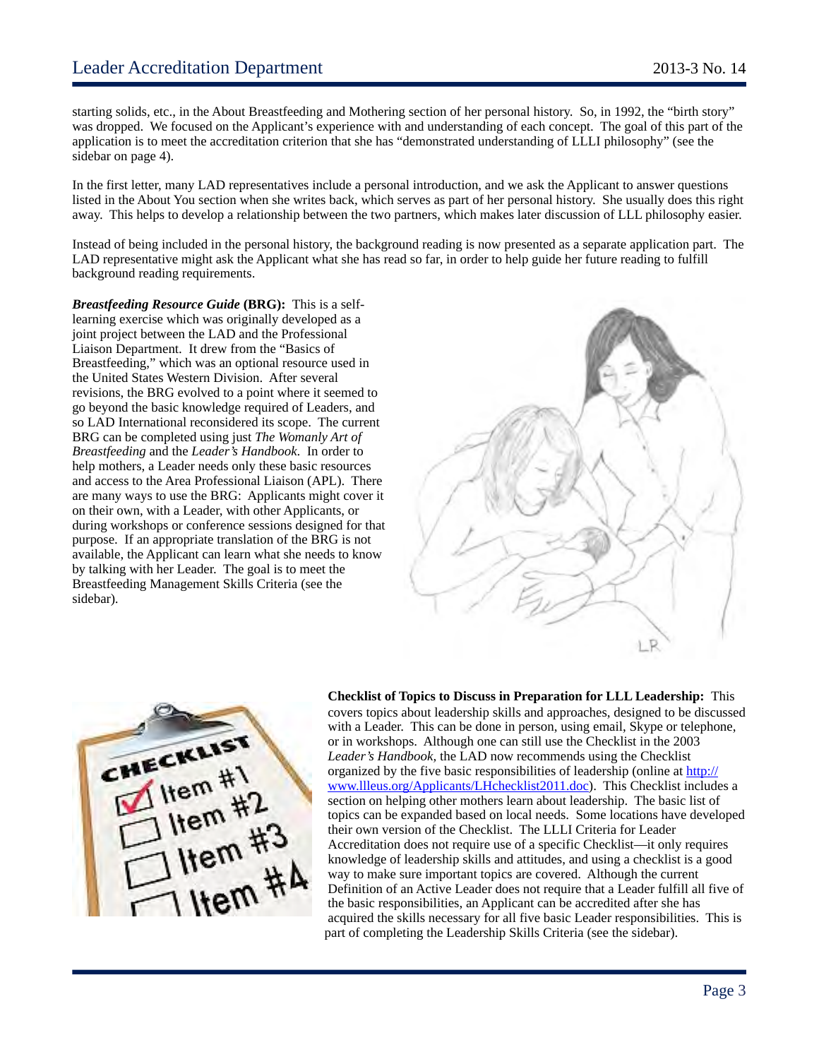starting solids, etc., in the About Breastfeeding and Mothering section of her personal history. So, in 1992, the "birth story" was dropped. We focused on the Applicant's experience with and understanding of each concept. The goal of this part of the application is to meet the accreditation criterion that she has "demonstrated understanding of LLLI philosophy" (see the sidebar on page 4).

In the first letter, many LAD representatives include a personal introduction, and we ask the Applicant to answer questions listed in the About You section when she writes back, which serves as part of her personal history. She usually does this right away. This helps to develop a relationship between the two partners, which makes later discussion of LLL philosophy easier.

Instead of being included in the personal history, the background reading is now presented as a separate application part. The LAD representative might ask the Applicant what she has read so far, in order to help guide her future reading to fulfill background reading requirements.

***Breastfeeding Resource Guide* (BRG):** This is a self-learning exercise which was originally developed as a joint project between the LAD and the Professional Liaison Department. It drew from the "Basics of Breastfeeding," which was an optional resource used in the United States Western Division. After several revisions, the BRG evolved to a point where it seemed to go beyond the basic knowledge required of Leaders, and so LAD International reconsidered its scope. The current BRG can be completed using just *The Womanly Art of Breastfeeding* and the *Leader's Handbook*. In order to help mothers, a Leader needs only these basic resources and access to the Area Professional Liaison (APL). There are many ways to use the BRG: Applicants might cover it on their own, with a Leader, with other Applicants, or during workshops or conference sessions designed for that purpose. If an appropriate translation of the BRG is not available, the Applicant can learn what she needs to know by talking with her Leader. The goal is to meet the Breastfeeding Management Skills Criteria (see the sidebar).

**Checklist of Topics to Discuss in Preparation for LLL Leadership:** This covers topics about leadership skills and approaches, designed to be discussed with a Leader. This can be done in person, using email, Skype or telephone, or in workshops. Although one can still use the Checklist in the 2003 *Leader's Handbook*, the LAD now recommends using the Checklist organized by the five basic responsibilities of leadership (online at http://www.llleus.org/Applicants/LHchecklist2011.doc). This Checklist includes a section on helping other mothers learn about leadership. The basic list of topics can be expanded based on local needs. Some locations have developed their own version of the Checklist. The LLLI Criteria for Leader Accreditation does not require use of a specific Checklist—it only requires knowledge of leadership skills and attitudes, and using a checklist is a good way to make sure important topics are covered. Although the current Definition of an Active Leader does not require that a Leader fulfill all five of the basic responsibilities, an Applicant can be accredited after she has acquired the skills necessary for all five basic Leader responsibilities. This is part of completing the Leadership Skills Criteria (see the sidebar).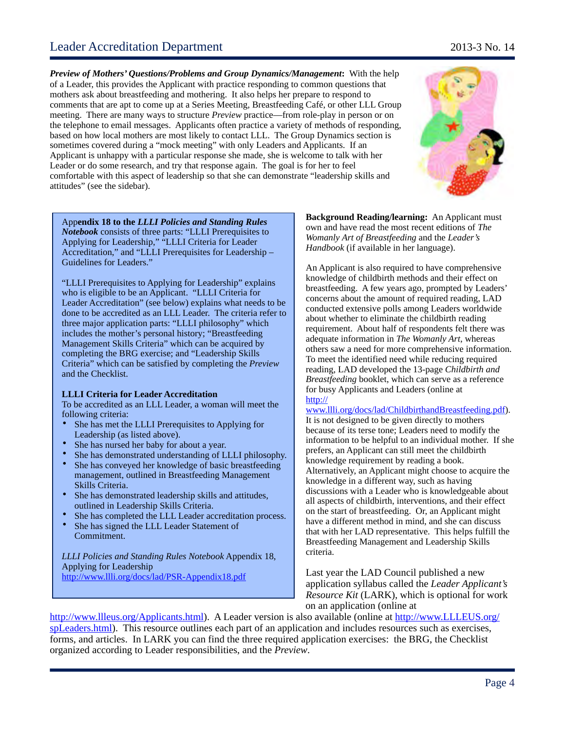***Preview of Mothers' Questions/Problems and Group Dynamics/Management*:** With the help of a Leader, this provides the Applicant with practice responding to common questions that mothers ask about breastfeeding and mothering. It also helps her prepare to respond to comments that are apt to come up at a Series Meeting, Breastfeeding Café, or other LLL Group meeting. There are many ways to structure *Preview* practice—from role-play in person or on the telephone to email messages. Applicants often practice a variety of methods of responding, based on how local mothers are most likely to contact LLL. The Group Dynamics section is sometimes covered during a "mock meeting" with only Leaders and Applicants. If an Applicant is unhappy with a particular response she made, she is welcome to talk with her Leader or do some research, and try that response again. The goal is for her to feel comfortable with this aspect of leadership so that she can demonstrate "leadership skills and attitudes" (see the sidebar).

**Appendix 18 to the *LLLI Policies and Standing Rules Notebook*** consists of three parts: "LLLI Prerequisites to Applying for Leadership," "LLLI Criteria for Leader Accreditation," and "LLLI Prerequisites for Leadership – Guidelines for Leaders."

"LLLI Prerequisites to Applying for Leadership" explains who is eligible to be an Applicant. "LLLI Criteria for Leader Accreditation" (see below) explains what needs to be done to be accredited as an LLL Leader. The criteria refer to three major application parts: "LLLI philosophy" which includes the mother's personal history; "Breastfeeding Management Skills Criteria" which can be acquired by completing the BRG exercise; and "Leadership Skills Criteria" which can be satisfied by completing the *Preview* and the Checklist.

**LLLI Criteria for Leader Accreditation**

To be accredited as an LLL Leader, a woman will meet the following criteria:

- She has met the LLLI Prerequisites to Applying for Leadership (as listed above).
- She has nursed her baby for about a year.
- She has demonstrated understanding of LLLI philosophy.
- She has conveyed her knowledge of basic breastfeeding management, outlined in Breastfeeding Management Skills Criteria.
- She has demonstrated leadership skills and attitudes, outlined in Leadership Skills Criteria.
- She has completed the LLL Leader accreditation process.
- She has signed the LLL Leader Statement of Commitment.

*LLLI Policies and Standing Rules Notebook* Appendix 18, Applying for Leadership
http://www.llli.org/docs/lad/PSR-Appendix18.pdf

**Background Reading/learning:** An Applicant must own and have read the most recent editions of *The Womanly Art of Breastfeeding* and the *Leader's Handbook* (if available in her language).

An Applicant is also required to have comprehensive knowledge of childbirth methods and their effect on breastfeeding. A few years ago, prompted by Leaders' concerns about the amount of required reading, LAD conducted extensive polls among Leaders worldwide about whether to eliminate the childbirth reading requirement. About half of respondents felt there was adequate information in *The Womanly Art*, whereas others saw a need for more comprehensive information. To meet the identified need while reducing required reading, LAD developed the 13-page *Childbirth and Breastfeeding* booklet, which can serve as a reference for busy Applicants and Leaders (online at http://www.llli.org/docs/lad/ChildbirthandBreastfeeding.pdf). It is not designed to be given directly to mothers because of its terse tone; Leaders need to modify the information to be helpful to an individual mother. If she prefers, an Applicant can still meet the childbirth knowledge requirement by reading a book. Alternatively, an Applicant might choose to acquire the knowledge in a different way, such as having discussions with a Leader who is knowledgeable about all aspects of childbirth, interventions, and their effect on the start of breastfeeding. Or, an Applicant might have a different method in mind, and she can discuss that with her LAD representative. This helps fulfill the Breastfeeding Management and Leadership Skills criteria.

Last year the LAD Council published a new application syllabus called the *Leader Applicant's Resource Kit* (LARK), which is optional for work on an application (online at http://www.lllеus.org/Applicants.html). A Leader version is also available (online at http://www.LLLEUS.org/spLeaders.html). This resource outlines each part of an application and includes resources such as exercises, forms, and articles. In LARK you can find the three required application exercises: the BRG, the Checklist organized according to Leader responsibilities, and the *Preview*.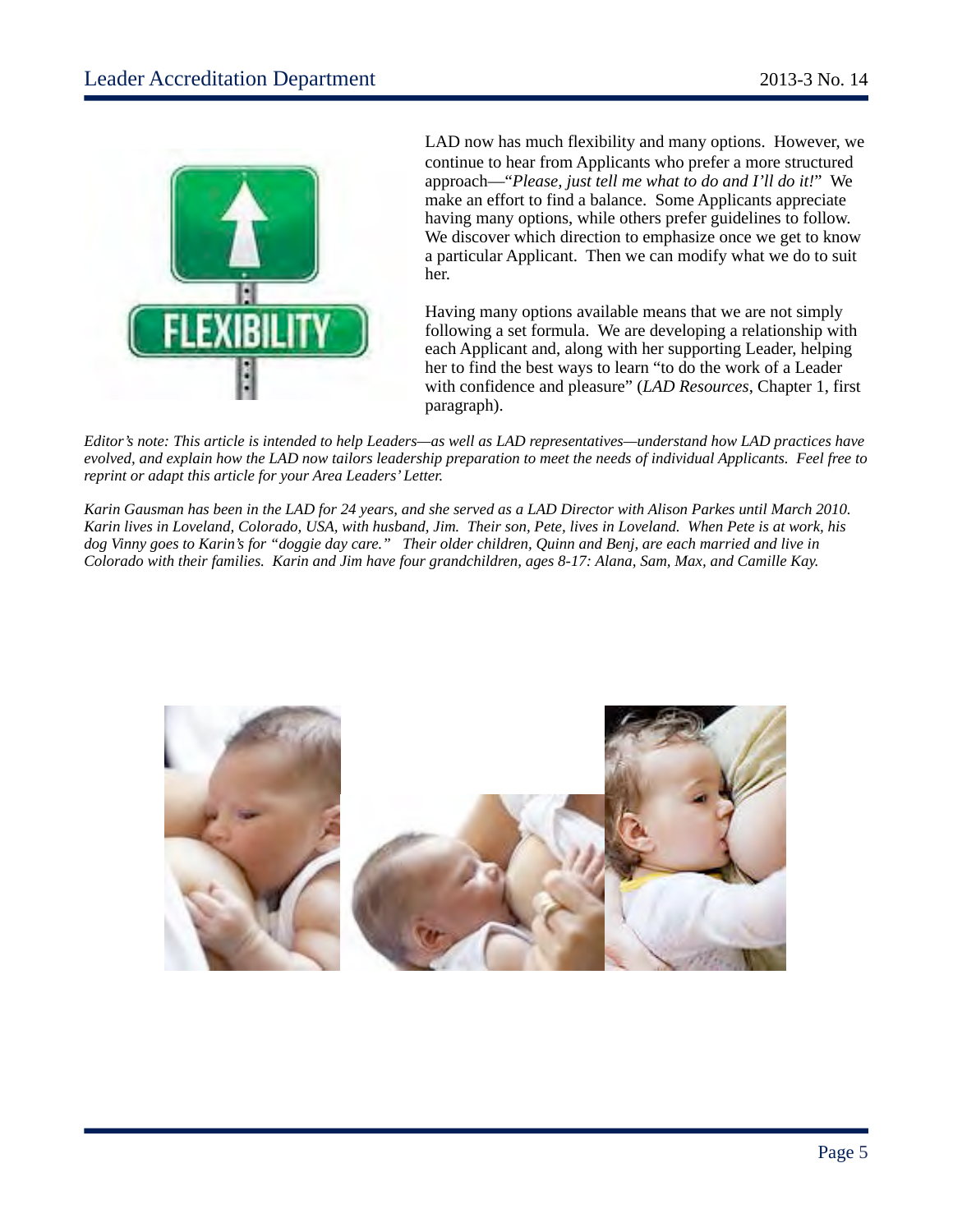LAD now has much flexibility and many options. However, we continue to hear from Applicants who prefer a more structured approach—"*Please, just tell me what to do and I'll do it!*" We make an effort to find a balance. Some Applicants appreciate having many options, while others prefer guidelines to follow. We discover which direction to emphasize once we get to know a particular Applicant. Then we can modify what we do to suit her.

Having many options available means that we are not simply following a set formula. We are developing a relationship with each Applicant and, along with her supporting Leader, helping her to find the best ways to learn "to do the work of a Leader with confidence and pleasure" (*LAD Resources*, Chapter 1, first paragraph).

*Editor's note: This article is intended to help Leaders—as well as LAD representatives—understand how LAD practices have evolved, and explain how the LAD now tailors leadership preparation to meet the needs of individual Applicants. Feel free to reprint or adapt this article for your Area Leaders' Letter.*

*Karin Gausman has been in the LAD for 24 years, and she served as a LAD Director with Alison Parkes until March 2010. Karin lives in Loveland, Colorado, USA, with husband, Jim. Their son, Pete, lives in Loveland. When Pete is at work, his dog Vinny goes to Karin's for "doggie day care." Their older children, Quinn and Benj, are each married and live in Colorado with their families. Karin and Jim have four grandchildren, ages 8-17: Alana, Sam, Max, and Camille Kay.*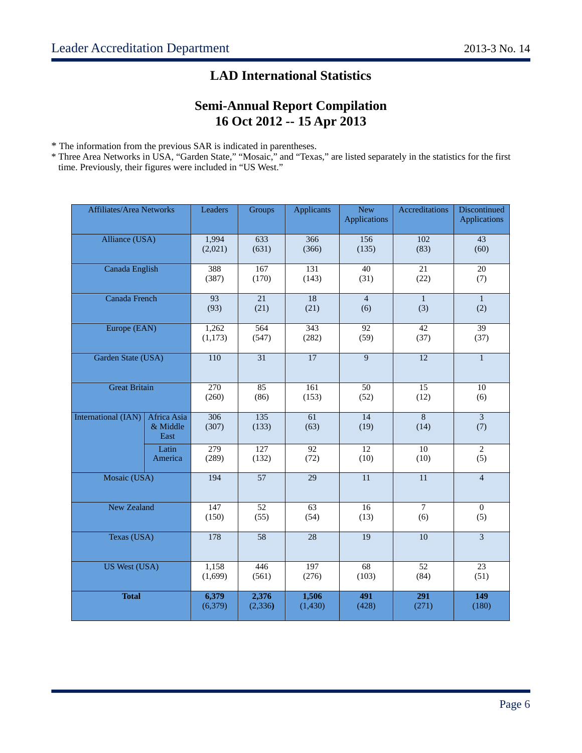## LAD International Statistics

## Semi-Annual Report Compilation
## 16 Oct 2012 -- 15 Apr 2013

* The information from the previous SAR is indicated in parentheses.
* Three Area Networks in USA, "Garden State," "Mosaic," and "Texas," are listed separately in the statistics for the first time. Previously, their figures were included in "US West."

| Affiliates/Area Networks | | Leaders | Groups | Applicants | New Applications | Accreditations | Discontinued Applications |
|---|---|---|---|---|---|---|---|
| Alliance (USA) | | 1,994 (2,021) | 633 (631) | 366 (366) | 156 (135) | 102 (83) | 43 (60) |
| Canada English | | 388 (387) | 167 (170) | 131 (143) | 40 (31) | 21 (22) | 20 (7) |
| Canada French | | 93 (93) | 21 (21) | 18 (21) | 4 (6) | 1 (3) | 1 (2) |
| Europe (EAN) | | 1,262 (1,173) | 564 (547) | 343 (282) | 92 (59) | 42 (37) | 39 (37) |
| Garden State (USA) | | 110 | 31 | 17 | 9 | 12 | 1 |
| Great Britain | | 270 (260) | 85 (86) | 161 (153) | 50 (52) | 15 (12) | 10 (6) |
| International (IAN) | Africa Asia & Middle East | 306 (307) | 135 (133) | 61 (63) | 14 (19) | 8 (14) | 3 (7) |
| | Latin America | 279 (289) | 127 (132) | 92 (72) | 12 (10) | 10 (10) | 2 (5) |
| Mosaic (USA) | | 194 | 57 | 29 | 11 | 11 | 4 |
| New Zealand | | 147 (150) | 52 (55) | 63 (54) | 16 (13) | 7 (6) | 0 (5) |
| Texas (USA) | | 178 | 58 | 28 | 19 | 10 | 3 |
| US West (USA) | | 1,158 (1,699) | 446 (561) | 197 (276) | 68 (103) | 52 (84) | 23 (51) |
| **Total** | | **6,379** (6,379) | **2,376** (2,336) | **1,506** (1,430) | **491** (428) | **291** (271) | **149** (180) |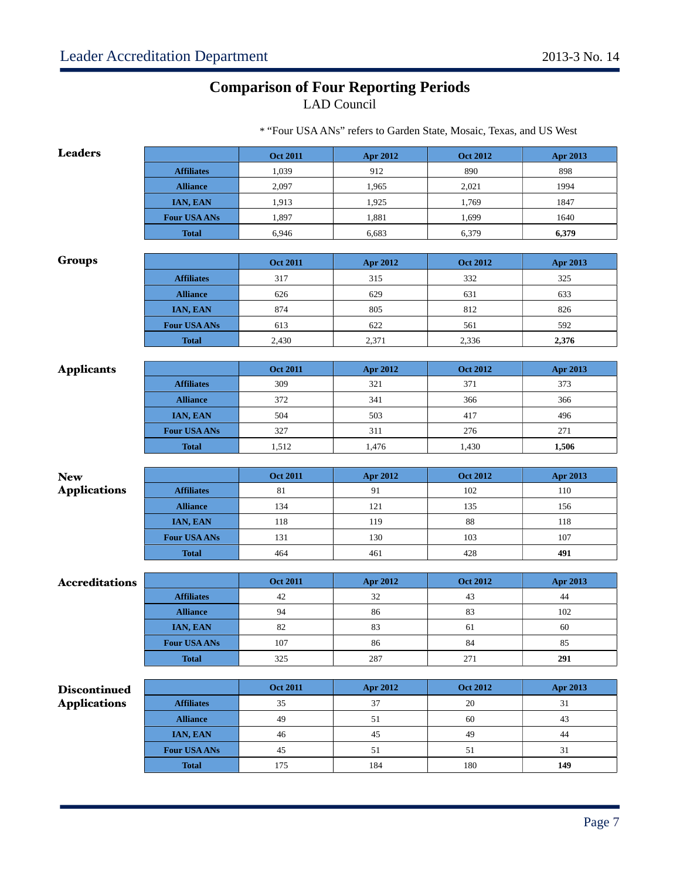# Comparison of Four Reporting Periods

LAD Council

* "Four USA ANs" refers to Garden State, Mosaic, Texas, and US West

### Leaders

| | Oct 2011 | Apr 2012 | Oct 2012 | Apr 2013 |
|---|---|---|---|---|
| **Affiliates** | 1,039 | 912 | 890 | 898 |
| **Alliance** | 2,097 | 1,965 | 2,021 | 1994 |
| **IAN, EAN** | 1,913 | 1,925 | 1,769 | 1847 |
| **Four USA ANs** | 1,897 | 1,881 | 1,699 | 1640 |
| **Total** | 6,946 | 6,683 | 6,379 | **6,379** |

### Groups

| | Oct 2011 | Apr 2012 | Oct 2012 | Apr 2013 |
|---|---|---|---|---|
| **Affiliates** | 317 | 315 | 332 | 325 |
| **Alliance** | 626 | 629 | 631 | 633 |
| **IAN, EAN** | 874 | 805 | 812 | 826 |
| **Four USA ANs** | 613 | 622 | 561 | 592 |
| **Total** | 2,430 | 2,371 | 2,336 | **2,376** |

### Applicants

| | Oct 2011 | Apr 2012 | Oct 2012 | Apr 2013 |
|---|---|---|---|---|
| **Affiliates** | 309 | 321 | 371 | 373 |
| **Alliance** | 372 | 341 | 366 | 366 |
| **IAN, EAN** | 504 | 503 | 417 | 496 |
| **Four USA ANs** | 327 | 311 | 276 | 271 |
| **Total** | 1,512 | 1,476 | 1,430 | **1,506** |

### New Applications

| | Oct 2011 | Apr 2012 | Oct 2012 | Apr 2013 |
|---|---|---|---|---|
| **Affiliates** | 81 | 91 | 102 | 110 |
| **Alliance** | 134 | 121 | 135 | 156 |
| **IAN, EAN** | 118 | 119 | 88 | 118 |
| **Four USA ANs** | 131 | 130 | 103 | 107 |
| **Total** | 464 | 461 | 428 | **491** |

### Accreditations

| | Oct 2011 | Apr 2012 | Oct 2012 | Apr 2013 |
|---|---|---|---|---|
| **Affiliates** | 42 | 32 | 43 | 44 |
| **Alliance** | 94 | 86 | 83 | 102 |
| **IAN, EAN** | 82 | 83 | 61 | 60 |
| **Four USA ANs** | 107 | 86 | 84 | 85 |
| **Total** | 325 | 287 | 271 | **291** |

### Discontinued Applications

| | Oct 2011 | Apr 2012 | Oct 2012 | Apr 2013 |
|---|---|---|---|---|
| **Affiliates** | 35 | 37 | 20 | 31 |
| **Alliance** | 49 | 51 | 60 | 43 |
| **IAN, EAN** | 46 | 45 | 49 | 44 |
| **Four USA ANs** | 45 | 51 | 51 | 31 |
| **Total** | 175 | 184 | 180 | **149** |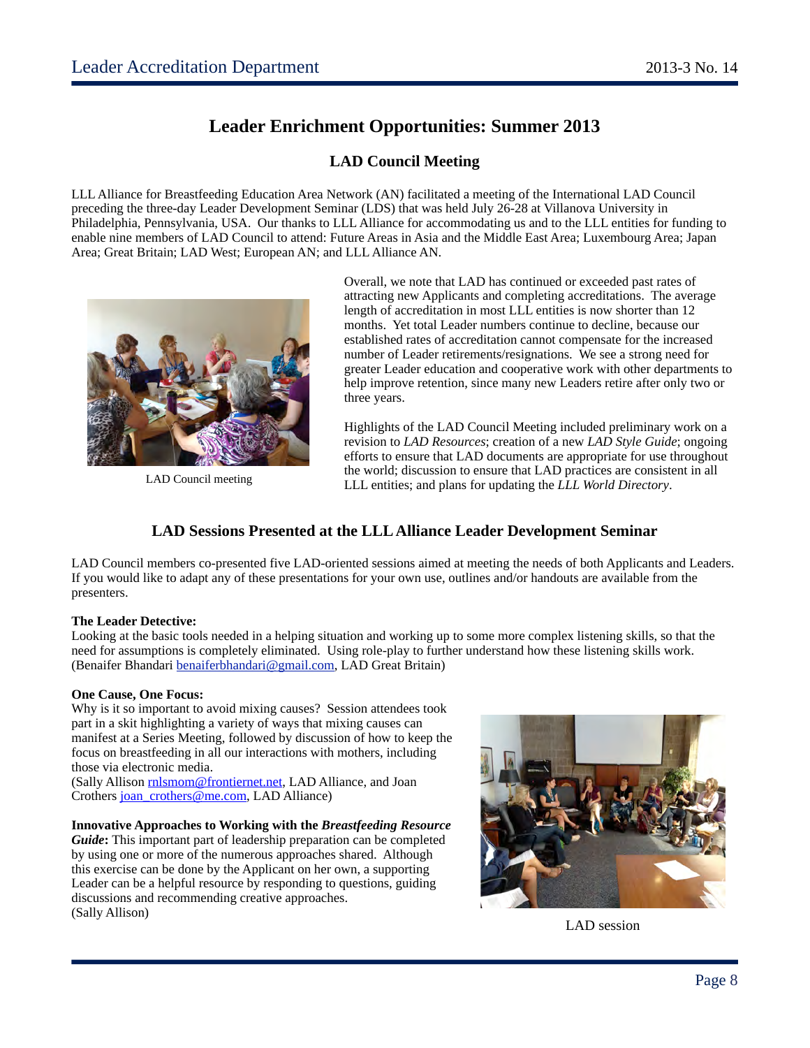# Leader Enrichment Opportunities: Summer 2013

## LAD Council Meeting

LLL Alliance for Breastfeeding Education Area Network (AN) facilitated a meeting of the International LAD Council preceding the three-day Leader Development Seminar (LDS) that was held July 26-28 at Villanova University in Philadelphia, Pennsylvania, USA. Our thanks to LLL Alliance for accommodating us and to the LLL entities for funding to enable nine members of LAD Council to attend: Future Areas in Asia and the Middle East Area; Luxembourg Area; Japan Area; Great Britain; LAD West; European AN; and LLL Alliance AN.

LAD Council meeting

Overall, we note that LAD has continued or exceeded past rates of attracting new Applicants and completing accreditations. The average length of accreditation in most LLL entities is now shorter than 12 months. Yet total Leader numbers continue to decline, because our established rates of accreditation cannot compensate for the increased number of Leader retirements/resignations. We see a strong need for greater Leader education and cooperative work with other departments to help improve retention, since many new Leaders retire after only two or three years.

Highlights of the LAD Council Meeting included preliminary work on a revision to *LAD Resources*; creation of a new *LAD Style Guide*; ongoing efforts to ensure that LAD documents are appropriate for use throughout the world; discussion to ensure that LAD practices are consistent in all LLL entities; and plans for updating the *LLL World Directory*.

## LAD Sessions Presented at the LLL Alliance Leader Development Seminar

LAD Council members co-presented five LAD-oriented sessions aimed at meeting the needs of both Applicants and Leaders. If you would like to adapt any of these presentations for your own use, outlines and/or handouts are available from the presenters.

**The Leader Detective:**
Looking at the basic tools needed in a helping situation and working up to some more complex listening skills, so that the need for assumptions is completely eliminated. Using role-play to further understand how these listening skills work. (Benaifer Bhandari benaiferbhandari@gmail.com, LAD Great Britain)

**One Cause, One Focus:**
Why is it so important to avoid mixing causes? Session attendees took part in a skit highlighting a variety of ways that mixing causes can manifest at a Series Meeting, followed by discussion of how to keep the focus on breastfeeding in all our interactions with mothers, including those via electronic media.
(Sally Allison rnlsmom@frontiernet.net, LAD Alliance, and Joan Crothers joan_crothers@me.com, LAD Alliance)

**Innovative Approaches to Working with the *Breastfeeding Resource Guide*:** This important part of leadership preparation can be completed by using one or more of the numerous approaches shared. Although this exercise can be done by the Applicant on her own, a supporting Leader can be a helpful resource by responding to questions, guiding discussions and recommending creative approaches.
(Sally Allison)

LAD session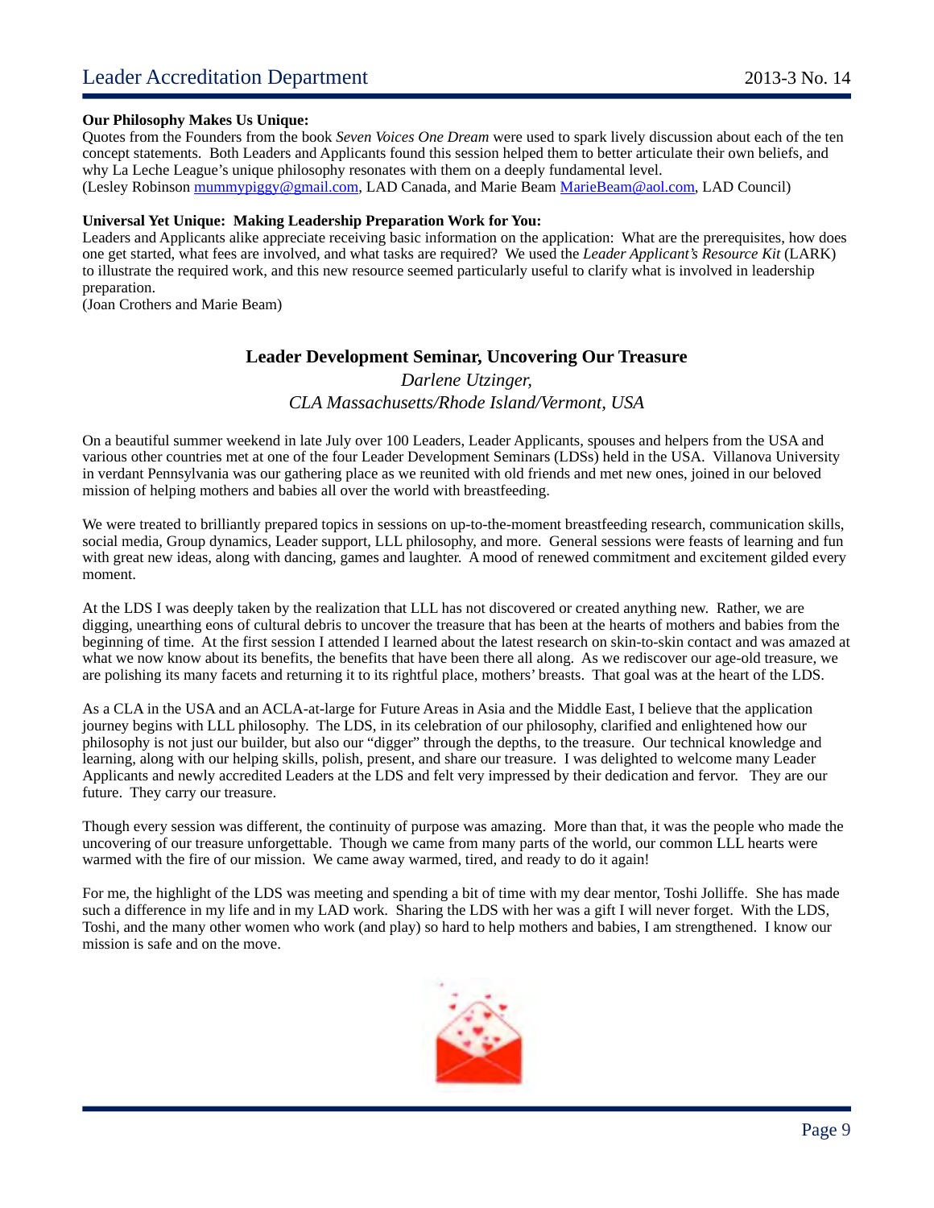**Our Philosophy Makes Us Unique:**
Quotes from the Founders from the book *Seven Voices One Dream* were used to spark lively discussion about each of the ten concept statements. Both Leaders and Applicants found this session helped them to better articulate their own beliefs, and why La Leche League's unique philosophy resonates with them on a deeply fundamental level.
(Lesley Robinson mummypiggy@gmail.com, LAD Canada, and Marie Beam MarieBeam@aol.com, LAD Council)

**Universal Yet Unique: Making Leadership Preparation Work for You:**
Leaders and Applicants alike appreciate receiving basic information on the application: What are the prerequisites, how does one get started, what fees are involved, and what tasks are required? We used the *Leader Applicant's Resource Kit* (LARK) to illustrate the required work, and this new resource seemed particularly useful to clarify what is involved in leadership preparation.
(Joan Crothers and Marie Beam)

## Leader Development Seminar, Uncovering Our Treasure

*Darlene Utzinger,*
*CLA Massachusetts/Rhode Island/Vermont, USA*

On a beautiful summer weekend in late July over 100 Leaders, Leader Applicants, spouses and helpers from the USA and various other countries met at one of the four Leader Development Seminars (LDSs) held in the USA. Villanova University in verdant Pennsylvania was our gathering place as we reunited with old friends and met new ones, joined in our beloved mission of helping mothers and babies all over the world with breastfeeding.

We were treated to brilliantly prepared topics in sessions on up-to-the-moment breastfeeding research, communication skills, social media, Group dynamics, Leader support, LLL philosophy, and more. General sessions were feasts of learning and fun with great new ideas, along with dancing, games and laughter. A mood of renewed commitment and excitement gilded every moment.

At the LDS I was deeply taken by the realization that LLL has not discovered or created anything new. Rather, we are digging, unearthing eons of cultural debris to uncover the treasure that has been at the hearts of mothers and babies from the beginning of time. At the first session I attended I learned about the latest research on skin-to-skin contact and was amazed at what we now know about its benefits, the benefits that have been there all along. As we rediscover our age-old treasure, we are polishing its many facets and returning it to its rightful place, mothers' breasts. That goal was at the heart of the LDS.

As a CLA in the USA and an ACLA-at-large for Future Areas in Asia and the Middle East, I believe that the application journey begins with LLL philosophy. The LDS, in its celebration of our philosophy, clarified and enlightened how our philosophy is not just our builder, but also our "digger" through the depths, to the treasure. Our technical knowledge and learning, along with our helping skills, polish, present, and share our treasure. I was delighted to welcome many Leader Applicants and newly accredited Leaders at the LDS and felt very impressed by their dedication and fervor. They are our future. They carry our treasure.

Though every session was different, the continuity of purpose was amazing. More than that, it was the people who made the uncovering of our treasure unforgettable. Though we came from many parts of the world, our common LLL hearts were warmed with the fire of our mission. We came away warmed, tired, and ready to do it again!

For me, the highlight of the LDS was meeting and spending a bit of time with my dear mentor, Toshi Jolliffe. She has made such a difference in my life and in my LAD work. Sharing the LDS with her was a gift I will never forget. With the LDS, Toshi, and the many other women who work (and play) so hard to help mothers and babies, I am strengthened. I know our mission is safe and on the move.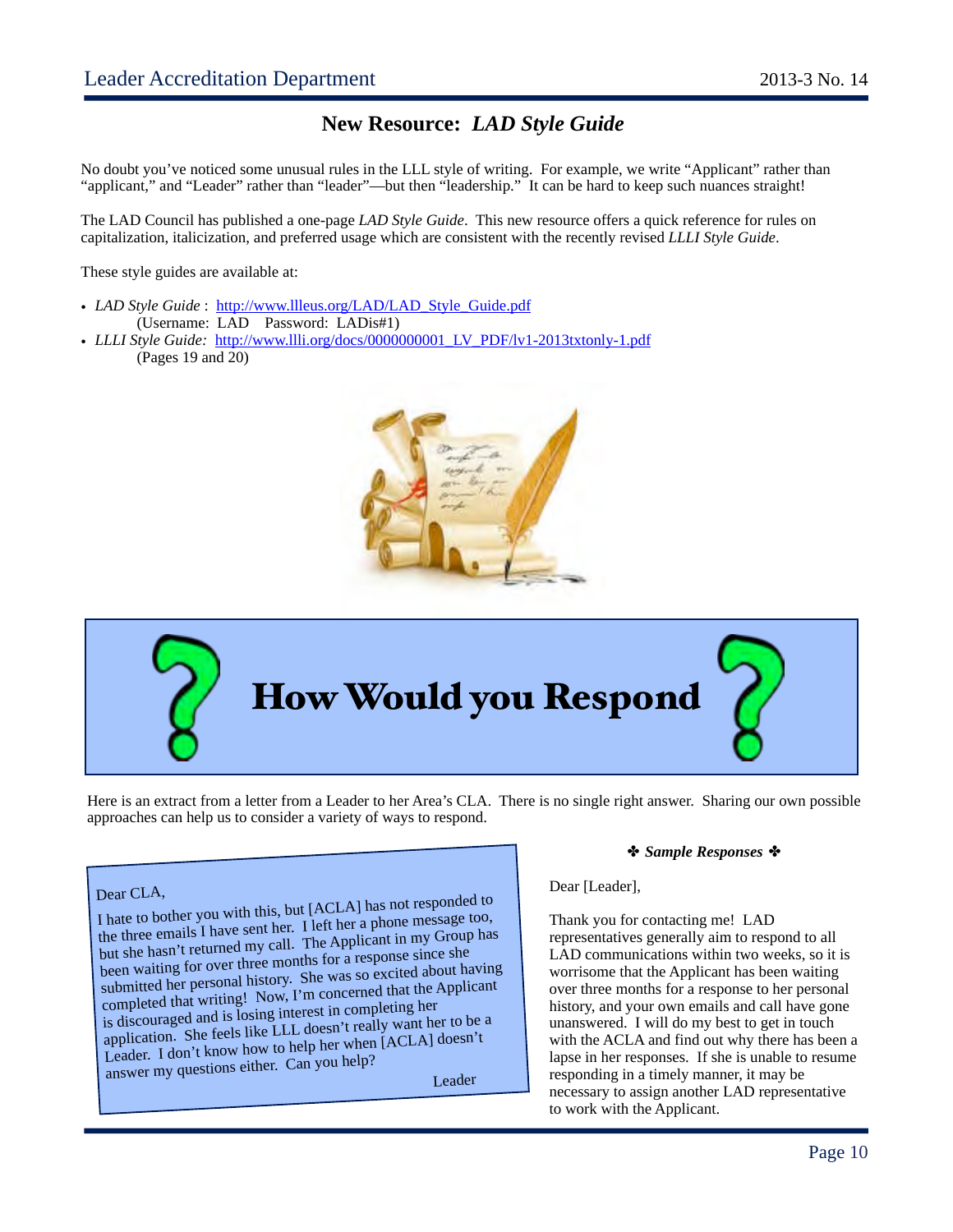## New Resource: *LAD Style Guide*

No doubt you've noticed some unusual rules in the LLL style of writing. For example, we write "Applicant" rather than "applicant," and "Leader" rather than "leader"—but then "leadership." It can be hard to keep such nuances straight!

The LAD Council has published a one-page *LAD Style Guide*. This new resource offers a quick reference for rules on capitalization, italicization, and preferred usage which are consistent with the recently revised *LLLI Style Guide*.

These style guides are available at:

- *LAD Style Guide* : http://www.llleus.org/LAD/LAD_Style_Guide.pdf  
  (Username: LAD Password: LADis#1)
- *LLLI Style Guide:* http://www.llli.org/docs/0000000001_LV_PDF/lv1-2013txtonly-1.pdf  
  (Pages 19 and 20)

## How Would you Respond

Here is an extract from a letter from a Leader to her Area's CLA. There is no single right answer. Sharing our own possible approaches can help us to consider a variety of ways to respond.

> Dear CLA,
>
> I hate to bother you with this, but [ACLA] has not responded to the three emails I have sent her. I left her a phone message too, but she hasn't returned my call. The Applicant in my Group has been waiting for over three months for a response since she submitted her personal history. She was so excited about having completed that writing! Now, I'm concerned that the Applicant is discouraged and is losing interest in completing her application. She feels like LLL doesn't really want her to be a Leader. I don't know how to help her when [ACLA] doesn't answer my questions either. Can you help?
>
> Leader

***✤ Sample Responses ✤***

Dear [Leader],

Thank you for contacting me! LAD representatives generally aim to respond to all LAD communications within two weeks, so it is worrisome that the Applicant has been waiting over three months for a response to her personal history, and your own emails and call have gone unanswered. I will do my best to get in touch with the ACLA and find out why there has been a lapse in her responses. If she is unable to resume responding in a timely manner, it may be necessary to assign another LAD representative to work with the Applicant.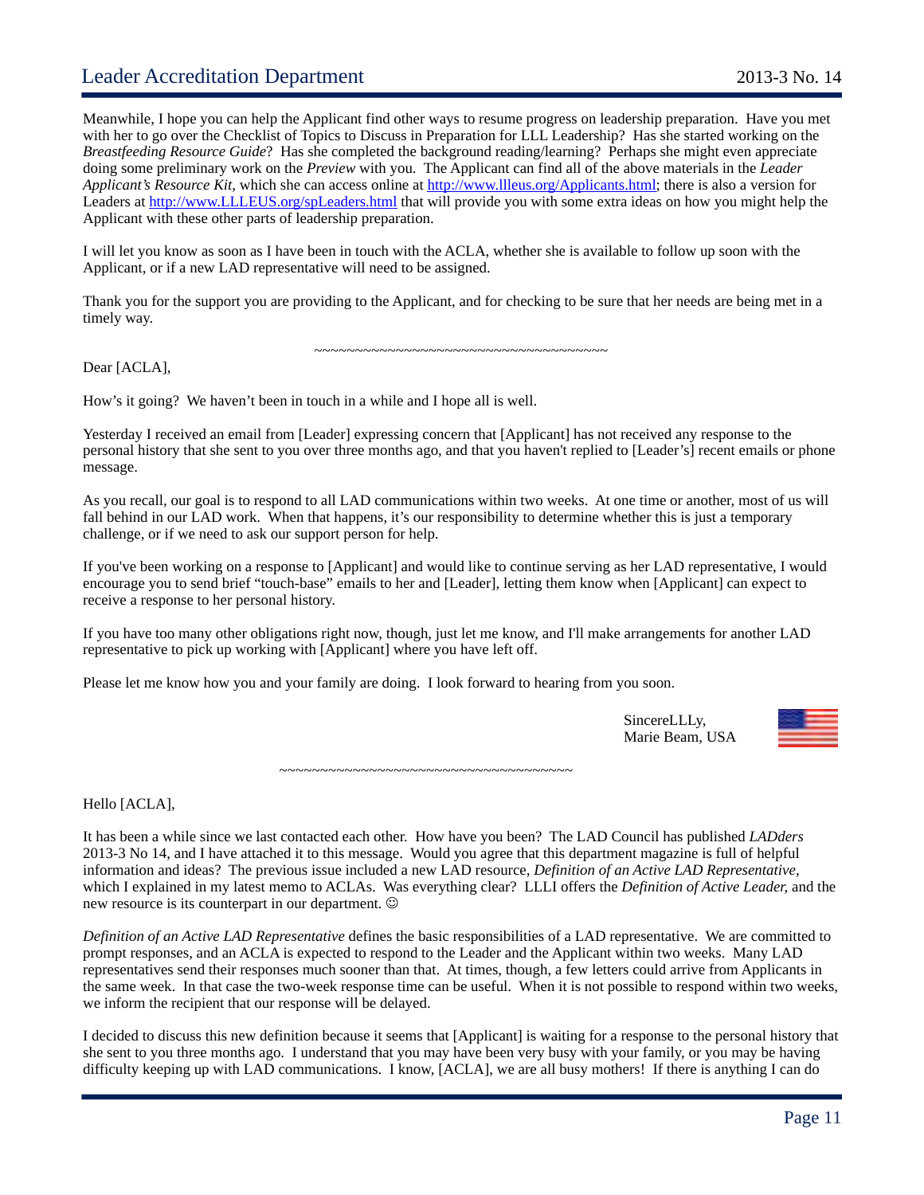Meanwhile, I hope you can help the Applicant find other ways to resume progress on leadership preparation. Have you met with her to go over the Checklist of Topics to Discuss in Preparation for LLL Leadership? Has she started working on the *Breastfeeding Resource Guide*? Has she completed the background reading/learning? Perhaps she might even appreciate doing some preliminary work on the *Preview* with you. The Applicant can find all of the above materials in the *Leader Applicant's Resource Kit*, which she can access online at http://www.llleus.org/Applicants.html; there is also a version for Leaders at http://www.LLLEUS.org/spLeaders.html that will provide you with some extra ideas on how you might help the Applicant with these other parts of leadership preparation.

I will let you know as soon as I have been in touch with the ACLA, whether she is available to follow up soon with the Applicant, or if a new LAD representative will need to be assigned.

Thank you for the support you are providing to the Applicant, and for checking to be sure that her needs are being met in a timely way.

~~~~~~~~~~~~~~~~~~~~~~~~~~~~~~~~~~~~~~~~

Dear [ACLA],

How's it going? We haven't been in touch in a while and I hope all is well.

Yesterday I received an email from [Leader] expressing concern that [Applicant] has not received any response to the personal history that she sent to you over three months ago, and that you haven't replied to [Leader's] recent emails or phone message.

As you recall, our goal is to respond to all LAD communications within two weeks. At one time or another, most of us will fall behind in our LAD work. When that happens, it's our responsibility to determine whether this is just a temporary challenge, or if we need to ask our support person for help.

If you've been working on a response to [Applicant] and would like to continue serving as her LAD representative, I would encourage you to send brief "touch-base" emails to her and [Leader], letting them know when [Applicant] can expect to receive a response to her personal history.

If you have too many other obligations right now, though, just let me know, and I'll make arrangements for another LAD representative to pick up working with [Applicant] where you have left off.

Please let me know how you and your family are doing. I look forward to hearing from you soon.

SincereLLLy,
Marie Beam, USA

~~~~~~~~~~~~~~~~~~~~~~~~~~~~~~~~~~~~~~~~

Hello [ACLA],

It has been a while since we last contacted each other. How have you been? The LAD Council has published *LADders* 2013-3 No 14, and I have attached it to this message. Would you agree that this department magazine is full of helpful information and ideas? The previous issue included a new LAD resource, *Definition of an Active LAD Representative*, which I explained in my latest memo to ACLAs. Was everything clear? LLLI offers the *Definition of Active Leader,* and the new resource is its counterpart in our department. ☺

*Definition of an Active LAD Representative* defines the basic responsibilities of a LAD representative. We are committed to prompt responses, and an ACLA is expected to respond to the Leader and the Applicant within two weeks. Many LAD representatives send their responses much sooner than that. At times, though, a few letters could arrive from Applicants in the same week. In that case the two-week response time can be useful. When it is not possible to respond within two weeks, we inform the recipient that our response will be delayed.

I decided to discuss this new definition because it seems that [Applicant] is waiting for a response to the personal history that she sent to you three months ago. I understand that you may have been very busy with your family, or you may be having difficulty keeping up with LAD communications. I know, [ACLA], we are all busy mothers! If there is anything I can do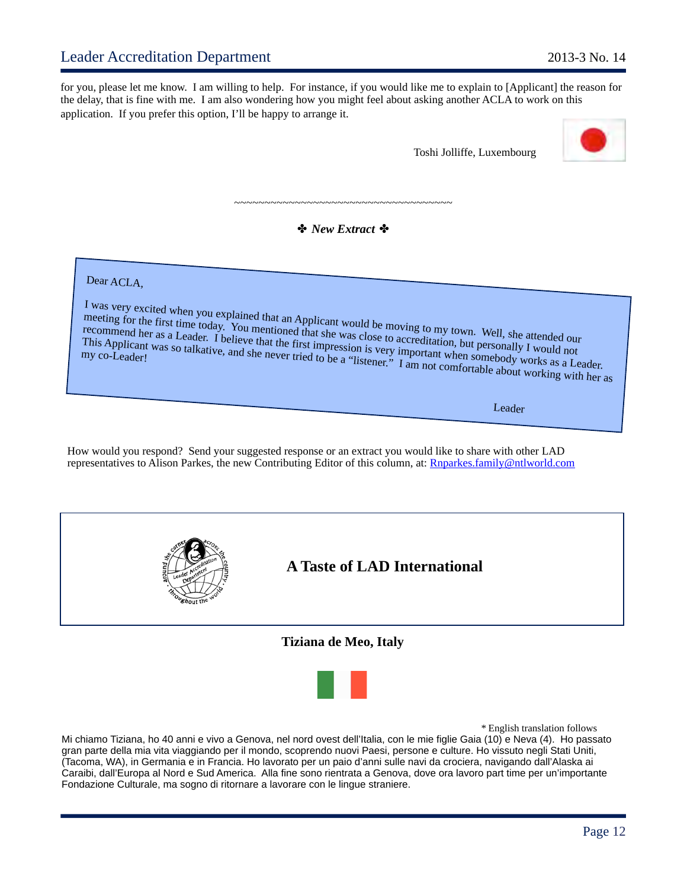for you, please let me know. I am willing to help. For instance, if you would like me to explain to [Applicant] the reason for the delay, that is fine with me. I am also wondering how you might feel about asking another ACLA to work on this application. If you prefer this option, I'll be happy to arrange it.

Toshi Jolliffe, Luxembourg

~~~~~~~~~~~~~~~~~~~~~~~~~~~~~~~~~~~~~~~

✤ ***New Extract*** ✤

> Dear ACLA,
>
> I was very excited when you explained that an Applicant would be moving to my town. Well, she attended our meeting for the first time today. You mentioned that she was close to accreditation, but personally I would not recommend her as a Leader. I believe that the first impression is very important when somebody works as a Leader. This Applicant was so talkative, and she never tried to be a "listener." I am not comfortable about working with her as my co-Leader!
>
> Leader

How would you respond? Send your suggested response or an extract you would like to share with other LAD representatives to Alison Parkes, the new Contributing Editor of this column, at: Rnparkes.family@ntlworld.com

## A Taste of LAD International

**Tiziana de Meo, Italy**

\* English translation follows

Mi chiamo Tiziana, ho 40 anni e vivo a Genova, nel nord ovest dell'Italia, con le mie figlie Gaia (10) e Neva (4). Ho passato gran parte della mia vita viaggiando per il mondo, scoprendo nuovi Paesi, persone e culture. Ho vissuto negli Stati Uniti, (Tacoma, WA), in Germania e in Francia. Ho lavorato per un paio d'anni sulle navi da crociera, navigando dall'Alaska ai Caraibi, dall'Europa al Nord e Sud America. Alla fine sono rientrata a Genova, dove ora lavoro part time per un'importante Fondazione Culturale, ma sogno di ritornare a lavorare con le lingue straniere.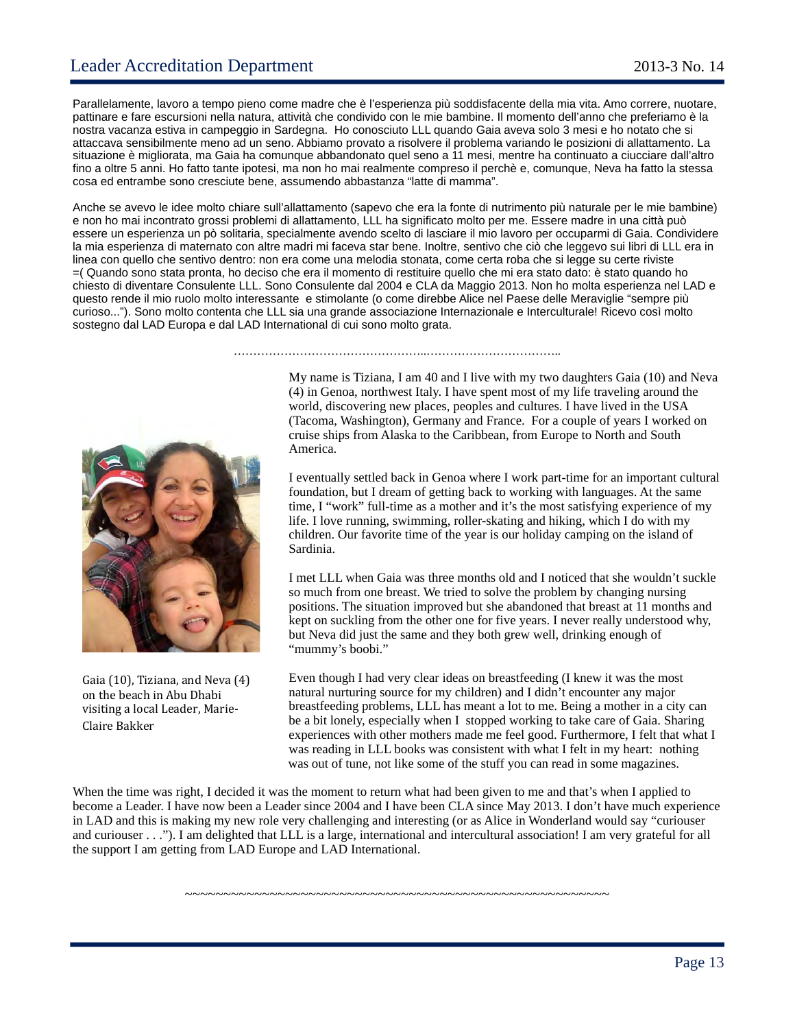Parallelamente, lavoro a tempo pieno come madre che è l'esperienza più soddisfacente della mia vita. Amo correre, nuotare, pattinare e fare escursioni nella natura, attività che condivido con le mie bambine. Il momento dell'anno che preferiamo è la nostra vacanza estiva in campeggio in Sardegna. Ho conosciuto LLL quando Gaia aveva solo 3 mesi e ho notato che si attaccava sensibilmente meno ad un seno. Abbiamo provato a risolvere il problema variando le posizioni di allattamento. La situazione è migliorata, ma Gaia ha comunque abbandonato quel seno a 11 mesi, mentre ha continuato a ciucciare dall'altro fino a oltre 5 anni. Ho fatto tante ipotesi, ma non ho mai realmente compreso il perchè e, comunque, Neva ha fatto la stessa cosa ed entrambe sono cresciute bene, assumendo abbastanza "latte di mamma".

Anche se avevo le idee molto chiare sull'allattamento (sapevo che era la fonte di nutrimento più naturale per le mie bambine) e non ho mai incontrato grossi problemi di allattamento, LLL ha significato molto per me. Essere madre in una città può essere un esperienza un pò solitaria, specialmente avendo scelto di lasciare il mio lavoro per occuparmi di Gaia. Condividere la mia esperienza di maternato con altre madri mi faceva star bene. Inoltre, sentivo che ciò che leggevo sui libri di LLL era in linea con quello che sentivo dentro: non era come una melodia stonata, come certa roba che si legge su certe riviste =( Quando sono stata pronta, ho deciso che era il momento di restituire quello che mi era stato dato: è stato quando ho chiesto di diventare Consulente LLL. Sono Consulente dal 2004 e CLA da Maggio 2013. Non ho molta esperienza nel LAD e questo rende il mio ruolo molto interessante e stimolante (o come direbbe Alice nel Paese delle Meraviglie "sempre più curioso..."). Sono molto contenta che LLL sia una grande associazione Internazionale e Interculturale! Ricevo così molto sostegno dal LAD Europa e dal LAD International di cui sono molto grata.

……………………………………………...……………………………..

My name is Tiziana, I am 40 and I live with my two daughters Gaia (10) and Neva (4) in Genoa, northwest Italy. I have spent most of my life traveling around the world, discovering new places, peoples and cultures. I have lived in the USA (Tacoma, Washington), Germany and France. For a couple of years I worked on cruise ships from Alaska to the Caribbean, from Europe to North and South America.

Gaia (10), Tiziana, and Neva (4) on the beach in Abu Dhabi visiting a local Leader, Marie-Claire Bakker

I eventually settled back in Genoa where I work part-time for an important cultural foundation, but I dream of getting back to working with languages. At the same time, I "work" full-time as a mother and it's the most satisfying experience of my life. I love running, swimming, roller-skating and hiking, which I do with my children. Our favorite time of the year is our holiday camping on the island of Sardinia.

I met LLL when Gaia was three months old and I noticed that she wouldn't suckle so much from one breast. We tried to solve the problem by changing nursing positions. The situation improved but she abandoned that breast at 11 months and kept on suckling from the other one for five years. I never really understood why, but Neva did just the same and they both grew well, drinking enough of "mummy's boobi."

Even though I had very clear ideas on breastfeeding (I knew it was the most natural nurturing source for my children) and I didn't encounter any major breastfeeding problems, LLL has meant a lot to me. Being a mother in a city can be a bit lonely, especially when I stopped working to take care of Gaia. Sharing experiences with other mothers made me feel good. Furthermore, I felt that what I was reading in LLL books was consistent with what I felt in my heart: nothing was out of tune, not like some of the stuff you can read in some magazines.

When the time was right, I decided it was the moment to return what had been given to me and that's when I applied to become a Leader. I have now been a Leader since 2004 and I have been CLA since May 2013. I don't have much experience in LAD and this is making my new role very challenging and interesting (or as Alice in Wonderland would say "curiouser and curiouser . . ."). I am delighted that LLL is a large, international and intercultural association! I am very grateful for all the support I am getting from LAD Europe and LAD International.

~~~~~~~~~~~~~~~~~~~~~~~~~~~~~~~~~~~~~~~~~~~~~~~~~~~~~~~~~~~~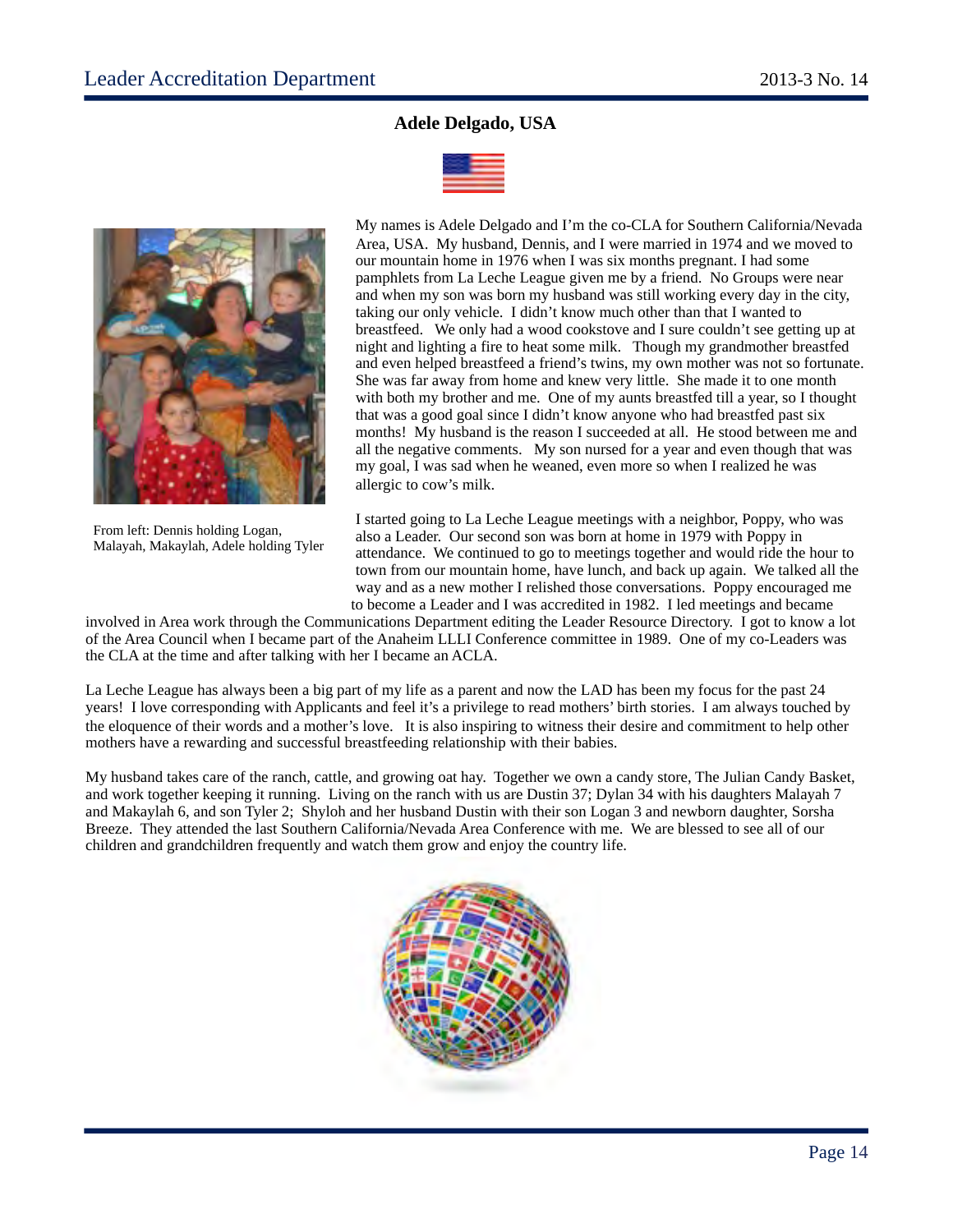## Adele Delgado, USA

My names is Adele Delgado and I'm the co-CLA for Southern California/Nevada Area, USA. My husband, Dennis, and I were married in 1974 and we moved to our mountain home in 1976 when I was six months pregnant. I had some pamphlets from La Leche League given me by a friend. No Groups were near and when my son was born my husband was still working every day in the city, taking our only vehicle. I didn't know much other than that I wanted to breastfeed. We only had a wood cookstove and I sure couldn't see getting up at night and lighting a fire to heat some milk. Though my grandmother breastfed and even helped breastfeed a friend's twins, my own mother was not so fortunate. She was far away from home and knew very little. She made it to one month with both my brother and me. One of my aunts breastfed till a year, so I thought that was a good goal since I didn't know anyone who had breastfed past six months! My husband is the reason I succeeded at all. He stood between me and all the negative comments. My son nursed for a year and even though that was my goal, I was sad when he weaned, even more so when I realized he was allergic to cow's milk.

From left: Dennis holding Logan, Malayah, Makaylah, Adele holding Tyler

I started going to La Leche League meetings with a neighbor, Poppy, who was also a Leader. Our second son was born at home in 1979 with Poppy in attendance. We continued to go to meetings together and would ride the hour to town from our mountain home, have lunch, and back up again. We talked all the way and as a new mother I relished those conversations. Poppy encouraged me to become a Leader and I was accredited in 1982. I led meetings and became involved in Area work through the Communications Department editing the Leader Resource Directory. I got to know a lot of the Area Council when I became part of the Anaheim LLLI Conference committee in 1989. One of my co-Leaders was the CLA at the time and after talking with her I became an ACLA.

La Leche League has always been a big part of my life as a parent and now the LAD has been my focus for the past 24 years! I love corresponding with Applicants and feel it's a privilege to read mothers' birth stories. I am always touched by the eloquence of their words and a mother's love. It is also inspiring to witness their desire and commitment to help other mothers have a rewarding and successful breastfeeding relationship with their babies.

My husband takes care of the ranch, cattle, and growing oat hay. Together we own a candy store, The Julian Candy Basket, and work together keeping it running. Living on the ranch with us are Dustin 37; Dylan 34 with his daughters Malayah 7 and Makaylah 6, and son Tyler 2; Shyloh and her husband Dustin with their son Logan 3 and newborn daughter, Sorsha Breeze. They attended the last Southern California/Nevada Area Conference with me. We are blessed to see all of our children and grandchildren frequently and watch them grow and enjoy the country life.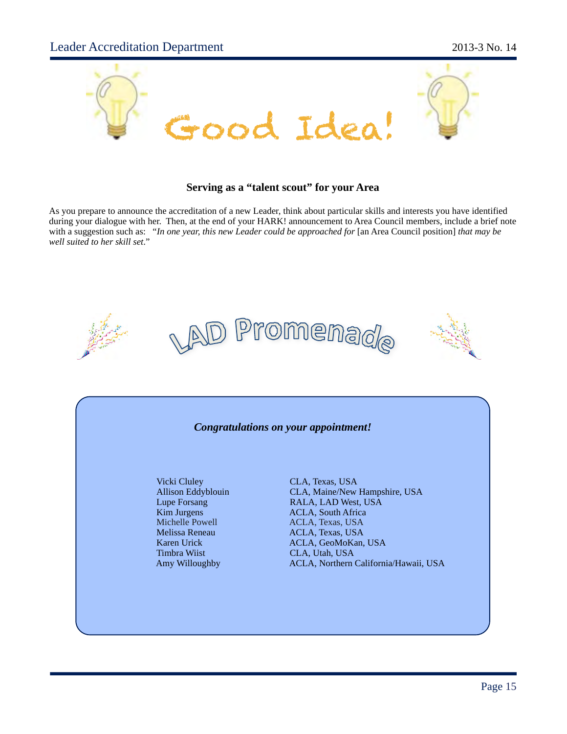# Good Idea!

### Serving as a "talent scout" for your Area

As you prepare to announce the accreditation of a new Leader, think about particular skills and interests you have identified during your dialogue with her. Then, at the end of your HARK! announcement to Area Council members, include a brief note with a suggestion such as: "*In one year, this new Leader could be approached for* [an Area Council position] *that may be well suited to her skill set*."

# LAD Promenade

***Congratulations on your appointment!***

| Name | Appointment |
|---|---|
| Vicki Cluley | CLA, Texas, USA |
| Allison Eddyblouin | CLA, Maine/New Hampshire, USA |
| Lupe Forsang | RALA, LAD West, USA |
| Kim Jurgens | ACLA, South Africa |
| Michelle Powell | ACLA, Texas, USA |
| Melissa Reneau | ACLA, Texas, USA |
| Karen Urick | ACLA, GeoMoKan, USA |
| Timbra Wiist | CLA, Utah, USA |
| Amy Willoughby | ACLA, Northern California/Hawaii, USA |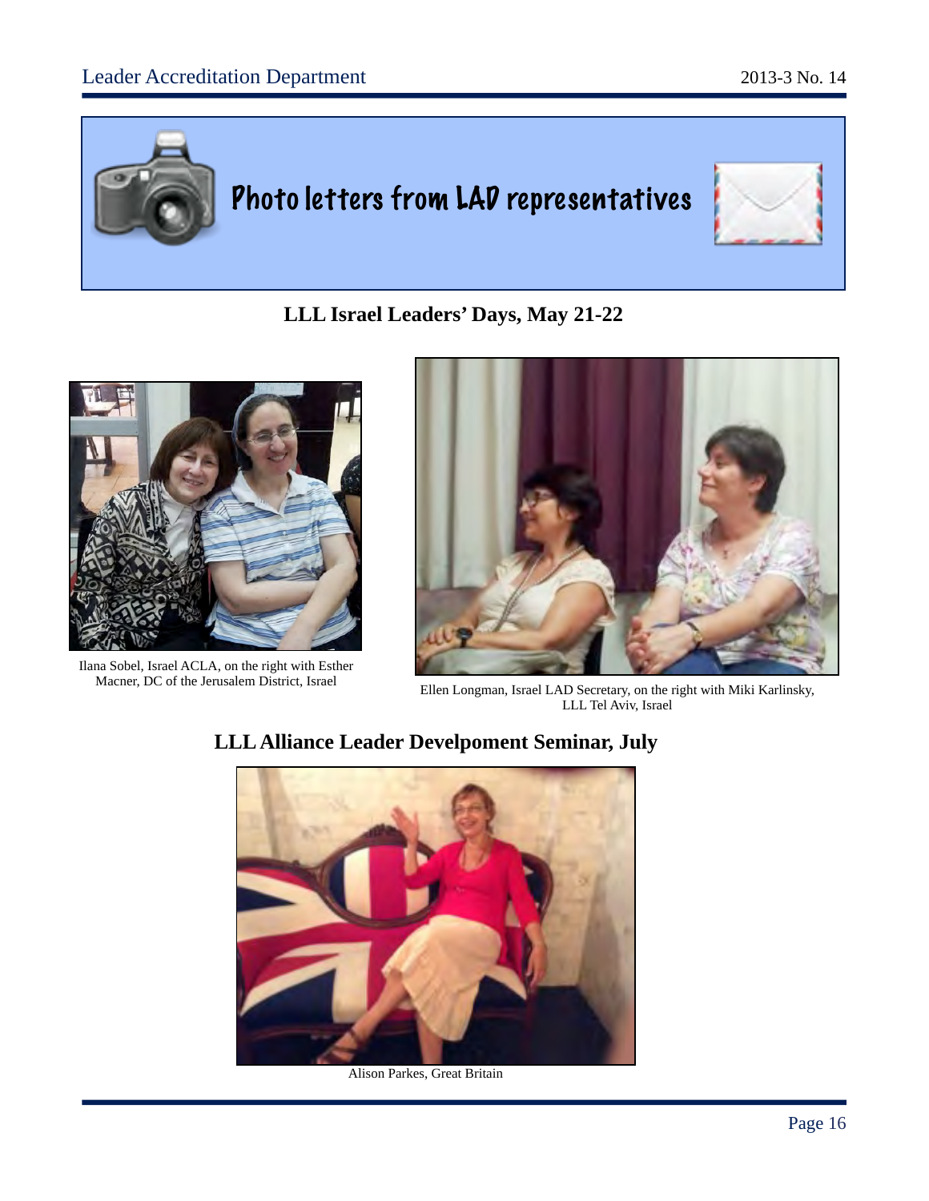# Photo letters from LAD representatives

## LLL Israel Leaders' Days, May 21-22

Ilana Sobel, Israel ACLA, on the right with Esther Macner, DC of the Jerusalem District, Israel

Ellen Longman, Israel LAD Secretary, on the right with Miki Karlinsky, LLL Tel Aviv, Israel

## LLL Alliance Leader Develpoment Seminar, July

Alison Parkes, Great Britain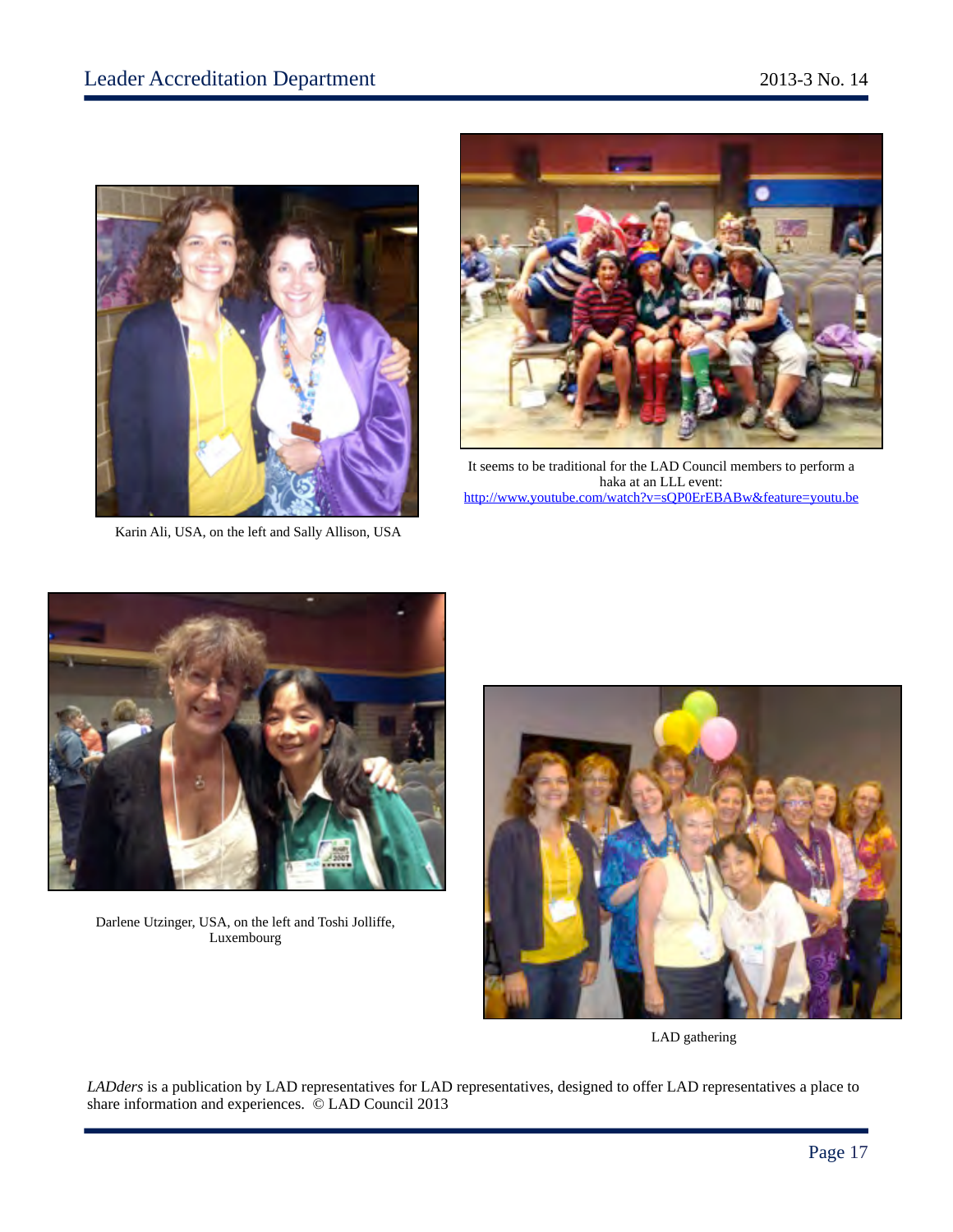It seems to be traditional for the LAD Council members to perform a haka at an LLL event:
http://www.youtube.com/watch?v=sQP0ErEBABw&feature=youtu.be

Karin Ali, USA, on the left and Sally Allison, USA

Darlene Utzinger, USA, on the left and Toshi Jolliffe, Luxembourg

LAD gathering

*LADders* is a publication by LAD representatives for LAD representatives, designed to offer LAD representatives a place to share information and experiences. © LAD Council 2013